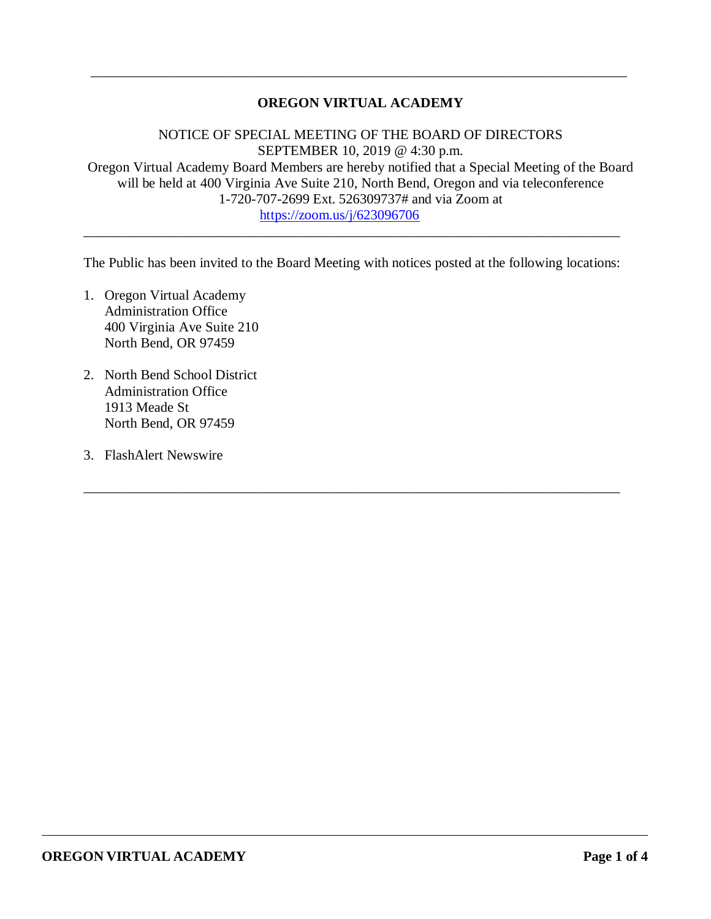# OREGON VIRTUAL ACADEMY

NOTICE OF SPECIAL MEETING OF THE BOARD OF DIRECTORS
SEPTEMBER 10, 2019 @ 4:30 p.m.
Oregon Virtual Academy Board Members are hereby notified that a Special Meeting of the Board will be held at 400 Virginia Ave Suite 210, North Bend, Oregon and via teleconference 1-720-707-2699 Ext. 526309737# and via Zoom at
https://zoom.us/j/623096706

---

The Public has been invited to the Board Meeting with notices posted at the following locations:

1. Oregon Virtual Academy
   Administration Office
   400 Virginia Ave Suite 210
   North Bend, OR 97459

2. North Bend School District
   Administration Office
   1913 Meade St
   North Bend, OR 97459

3. FlashAlert Newswire

---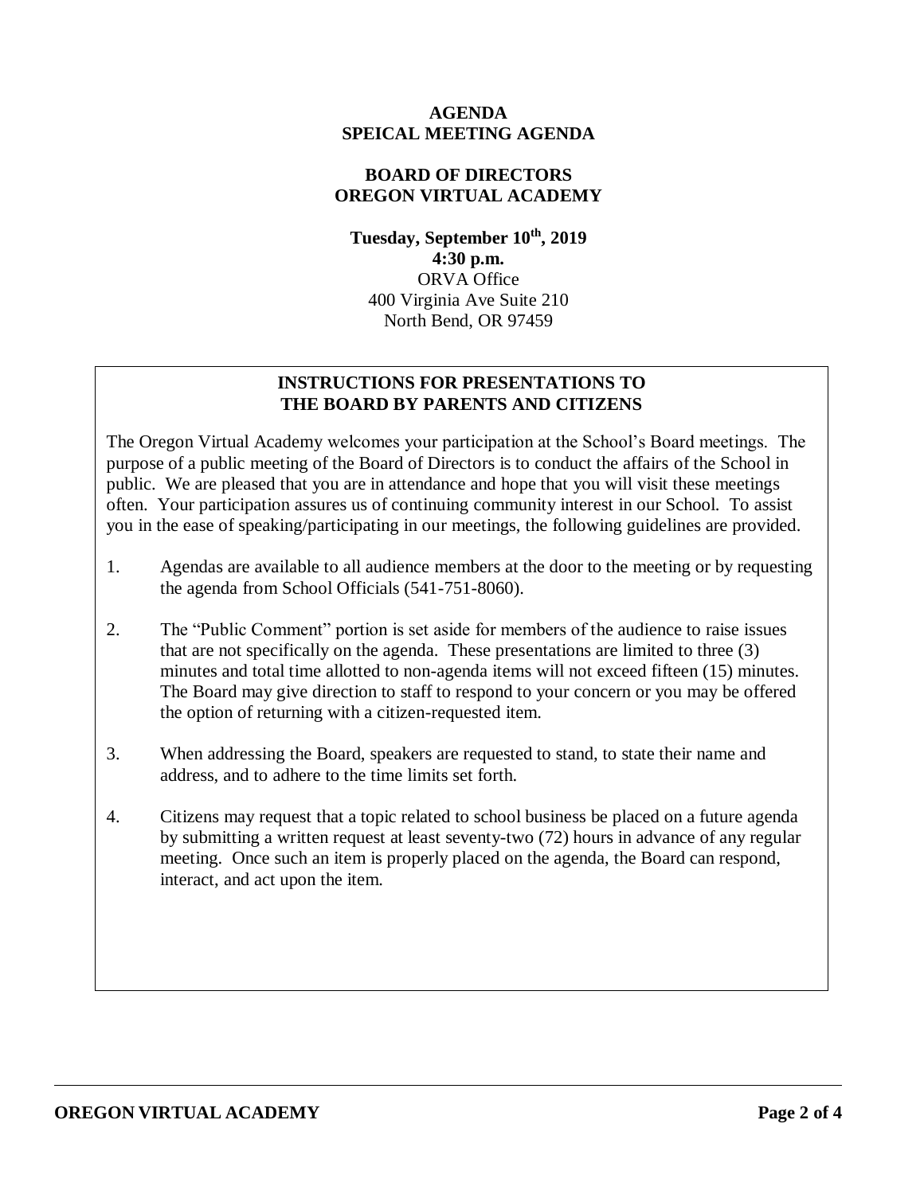**AGENDA**
**SPEICAL MEETING AGENDA**

**BOARD OF DIRECTORS**
**OREGON VIRTUAL ACADEMY**

**Tuesday, September 10th, 2019**
**4:30 p.m.**
ORVA Office
400 Virginia Ave Suite 210
North Bend, OR 97459

## INSTRUCTIONS FOR PRESENTATIONS TO THE BOARD BY PARENTS AND CITIZENS

The Oregon Virtual Academy welcomes your participation at the School's Board meetings. The purpose of a public meeting of the Board of Directors is to conduct the affairs of the School in public. We are pleased that you are in attendance and hope that you will visit these meetings often. Your participation assures us of continuing community interest in our School. To assist you in the ease of speaking/participating in our meetings, the following guidelines are provided.

1. Agendas are available to all audience members at the door to the meeting or by requesting the agenda from School Officials (541-751-8060).

2. The "Public Comment" portion is set aside for members of the audience to raise issues that are not specifically on the agenda. These presentations are limited to three (3) minutes and total time allotted to non-agenda items will not exceed fifteen (15) minutes. The Board may give direction to staff to respond to your concern or you may be offered the option of returning with a citizen-requested item.

3. When addressing the Board, speakers are requested to stand, to state their name and address, and to adhere to the time limits set forth.

4. Citizens may request that a topic related to school business be placed on a future agenda by submitting a written request at least seventy-two (72) hours in advance of any regular meeting. Once such an item is properly placed on the agenda, the Board can respond, interact, and act upon the item.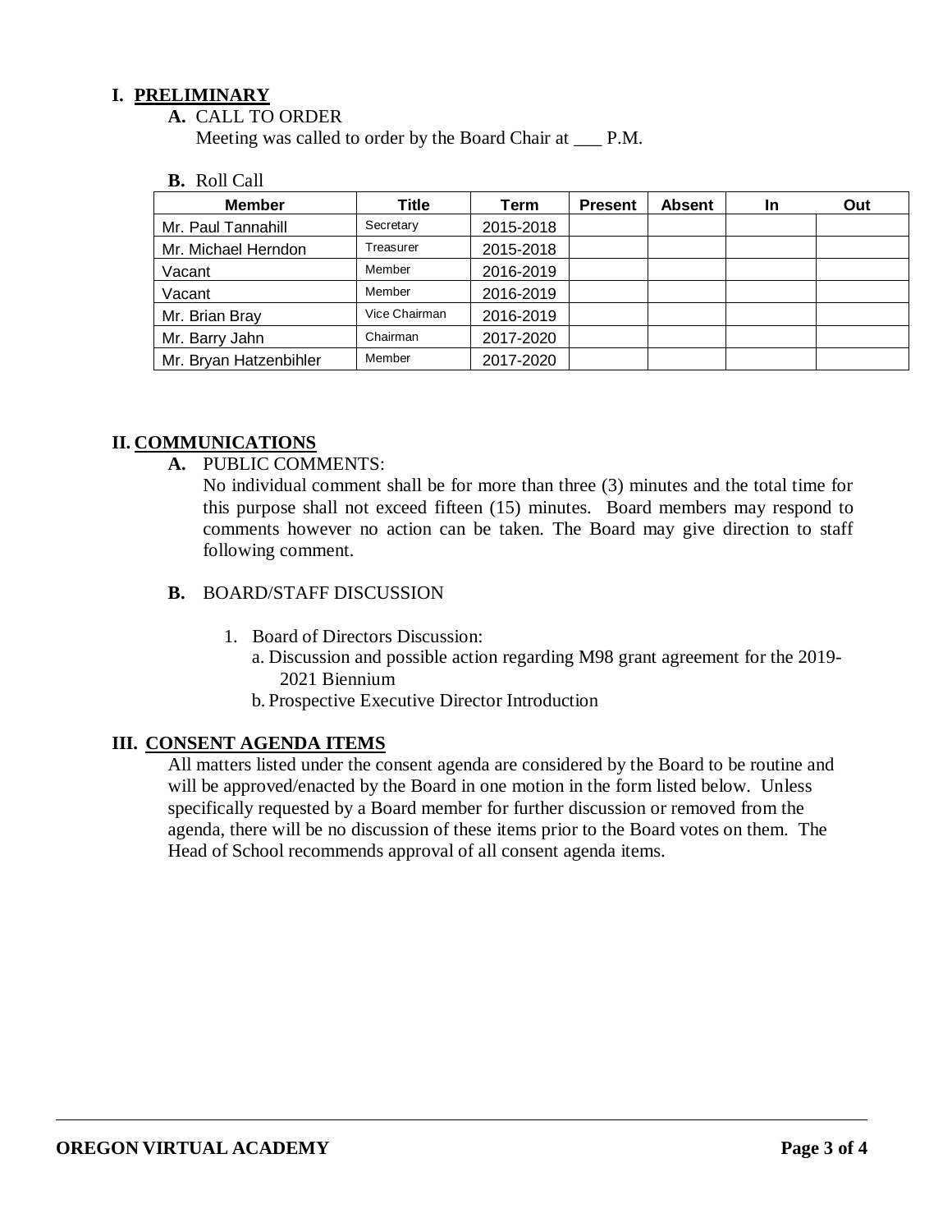## I. PRELIMINARY

**A.** CALL TO ORDER

Meeting was called to order by the Board Chair at ___ P.M.

**B.** Roll Call

| Member | Title | Term | Present | Absent | In | Out |
|---|---|---|---|---|---|---|
| Mr. Paul Tannahill | Secretary | 2015-2018 | | | | |
| Mr. Michael Herndon | Treasurer | 2015-2018 | | | | |
| Vacant | Member | 2016-2019 | | | | |
| Vacant | Member | 2016-2019 | | | | |
| Mr. Brian Bray | Vice Chairman | 2016-2019 | | | | |
| Mr. Barry Jahn | Chairman | 2017-2020 | | | | |
| Mr. Bryan Hatzenbihler | Member | 2017-2020 | | | | |

## II. COMMUNICATIONS

**A.** PUBLIC COMMENTS:

No individual comment shall be for more than three (3) minutes and the total time for this purpose shall not exceed fifteen (15) minutes. Board members may respond to comments however no action can be taken. The Board may give direction to staff following comment.

**B.** BOARD/STAFF DISCUSSION

1. Board of Directors Discussion:
   a. Discussion and possible action regarding M98 grant agreement for the 2019-2021 Biennium
   b. Prospective Executive Director Introduction

## III. CONSENT AGENDA ITEMS

All matters listed under the consent agenda are considered by the Board to be routine and will be approved/enacted by the Board in one motion in the form listed below. Unless specifically requested by a Board member for further discussion or removed from the agenda, there will be no discussion of these items prior to the Board votes on them. The Head of School recommends approval of all consent agenda items.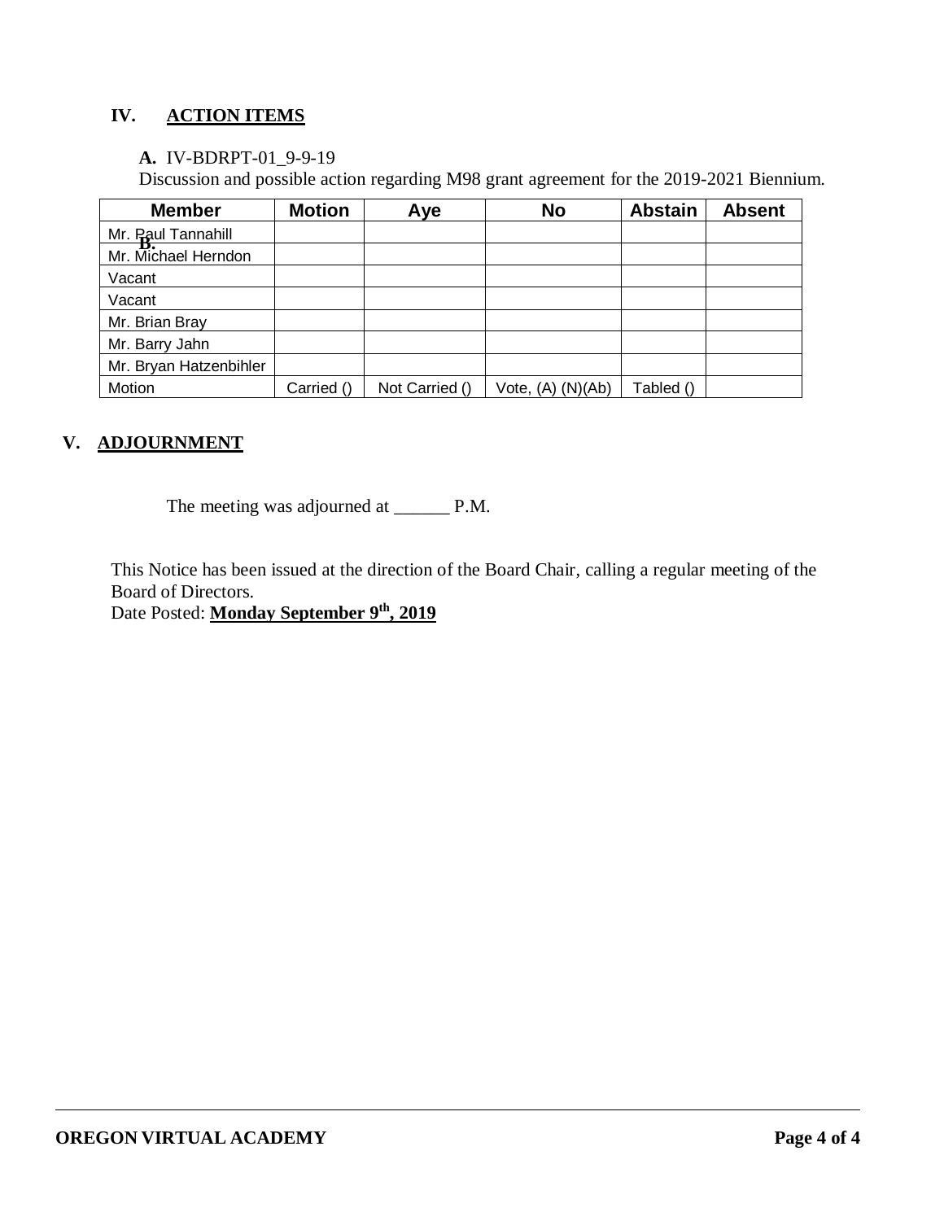## IV. ACTION ITEMS

**A.** IV-BDRPT-01_9-9-19

Discussion and possible action regarding M98 grant agreement for the 2019-2021 Biennium.

| Member | Motion | Aye | No | Abstain | Absent |
|---|---|---|---|---|---|
| Mr. Paul Tannahill | | | | | |
| Mr. Michael Herndon | | | | | |
| Vacant | | | | | |
| Vacant | | | | | |
| Mr. Brian Bray | | | | | |
| Mr. Barry Jahn | | | | | |
| Mr. Bryan Hatzenbihler | | | | | |
| Motion | Carried () | Not Carried () | Vote, (A) (N)(Ab) | Tabled () | |

**B.**

## V. ADJOURNMENT

The meeting was adjourned at ______ P.M.

This Notice has been issued at the direction of the Board Chair, calling a regular meeting of the Board of Directors.

Date Posted: **Monday September 9th, 2019**

**OREGON VIRTUAL ACADEMY**